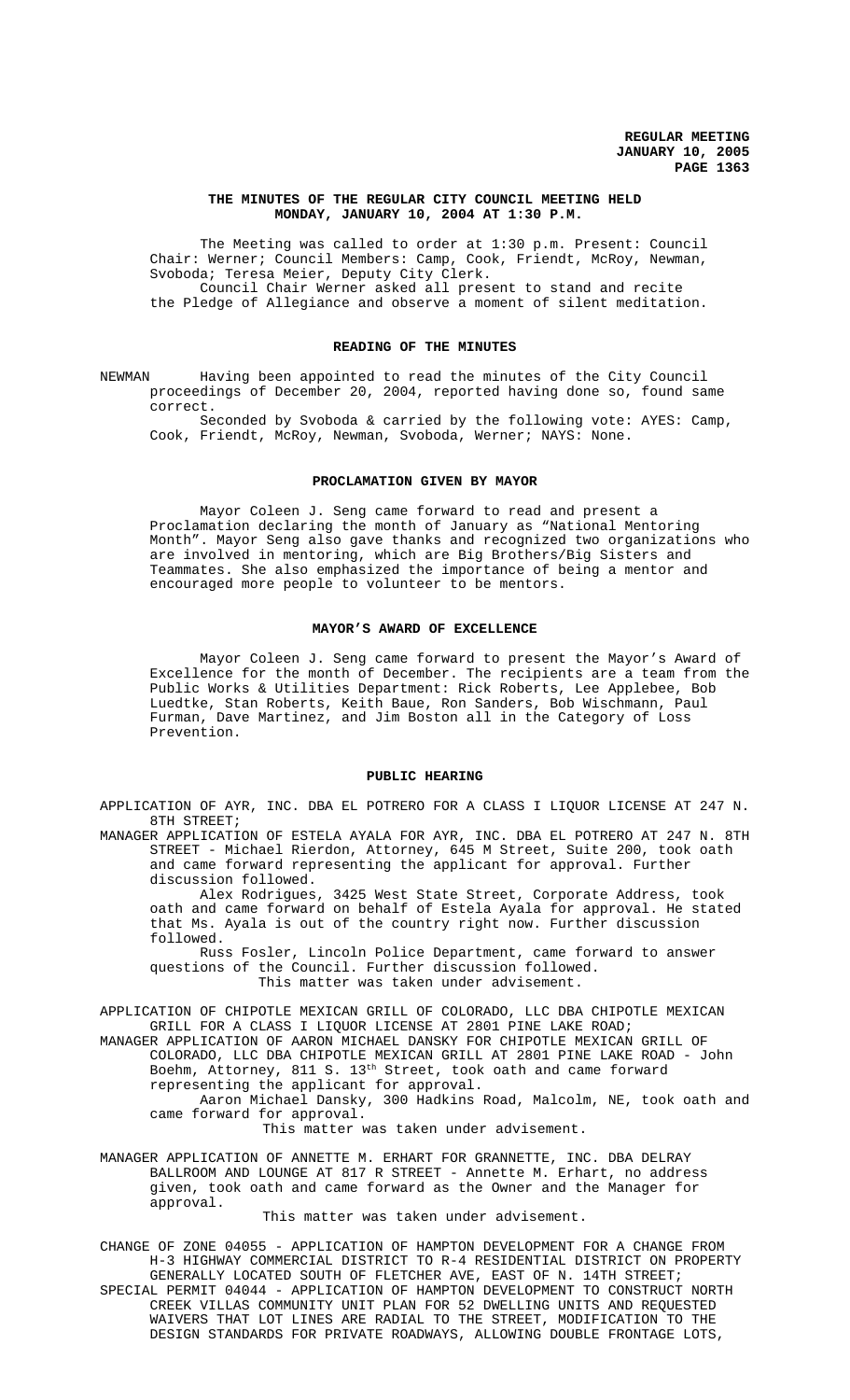**THE MINUTES OF THE REGULAR CITY COUNCIL MEETING HELD MONDAY, JANUARY 10, 2004 AT 1:30 P.M.**

The Meeting was called to order at 1:30 p.m. Present: Council Chair: Werner; Council Members: Camp, Cook, Friendt, McRoy, Newman, Svoboda; Teresa Meier, Deputy City Clerk.

Council Chair Werner asked all present to stand and recite the Pledge of Allegiance and observe a moment of silent meditation.

## READING OF THE MINUTES

NEWMAN Having been appointed to read the minutes of the City Council proceedings of December 20, 2004, reported having done so, found same correct.

Seconded by Svoboda & carried by the following vote: AYES: Camp, Cook, Friendt, McRoy, Newman, Svoboda, Werner; NAYS: None.

## PROCLAMATION GIVEN BY MAYOR

Mayor Coleen J. Seng came forward to read and present a Proclamation declaring the month of January as "National Mentoring Month". Mayor Seng also gave thanks and recognized two organizations who are involved in mentoring, which are Big Brothers/Big Sisters and Teammates. She also emphasized the importance of being a mentor and encouraged more people to volunteer to be mentors.

## MAYOR'S AWARD OF EXCELLENCE

Mayor Coleen J. Seng came forward to present the Mayor's Award of Excellence for the month of December. The recipients are a team from the Public Works & Utilities Department: Rick Roberts, Lee Applebee, Bob Luedtke, Stan Roberts, Keith Baue, Ron Sanders, Bob Wischmann, Paul Furman, Dave Martinez, and Jim Boston all in the Category of Loss Prevention.

## PUBLIC HEARING

APPLICATION OF AYR, INC. DBA EL POTRERO FOR A CLASS I LIQUOR LICENSE AT 247 N. 8TH STREET;

MANAGER APPLICATION OF ESTELA AYALA FOR AYR, INC. DBA EL POTRERO AT 247 N. 8TH STREET - Michael Rierdon, Attorney, 645 M Street, Suite 200, took oath and came forward representing the applicant for approval. Further discussion followed.

Alex Rodrigues, 3425 West State Street, Corporate Address, took oath and came forward on behalf of Estela Ayala for approval. He stated that Ms. Ayala is out of the country right now. Further discussion followed.

Russ Fosler, Lincoln Police Department, came forward to answer questions of the Council. Further discussion followed.

This matter was taken under advisement.

APPLICATION OF CHIPOTLE MEXICAN GRILL OF COLORADO, LLC DBA CHIPOTLE MEXICAN GRILL FOR A CLASS I LIQUOR LICENSE AT 2801 PINE LAKE ROAD;

MANAGER APPLICATION OF AARON MICHAEL DANSKY FOR CHIPOTLE MEXICAN GRILL OF COLORADO, LLC DBA CHIPOTLE MEXICAN GRILL AT 2801 PINE LAKE ROAD - John Boehm, Attorney, 811 S. 13th Street, took oath and came forward representing the applicant for approval.

Aaron Michael Dansky, 300 Hadkins Road, Malcolm, NE, took oath and came forward for approval.

This matter was taken under advisement.

MANAGER APPLICATION OF ANNETTE M. ERHART FOR GRANNETTE, INC. DBA DELRAY BALLROOM AND LOUNGE AT 817 R STREET - Annette M. Erhart, no address given, took oath and came forward as the Owner and the Manager for approval.

This matter was taken under advisement.

CHANGE OF ZONE 04055 - APPLICATION OF HAMPTON DEVELOPMENT FOR A CHANGE FROM H-3 HIGHWAY COMMERCIAL DISTRICT TO R-4 RESIDENTIAL DISTRICT ON PROPERTY GENERALLY LOCATED SOUTH OF FLETCHER AVE, EAST OF N. 14TH STREET;

SPECIAL PERMIT 04044 - APPLICATION OF HAMPTON DEVELOPMENT TO CONSTRUCT NORTH CREEK VILLAS COMMUNITY UNIT PLAN FOR 52 DWELLING UNITS AND REQUESTED WAIVERS THAT LOT LINES ARE RADIAL TO THE STREET, MODIFICATION TO THE DESIGN STANDARDS FOR PRIVATE ROADWAYS, ALLOWING DOUBLE FRONTAGE LOTS,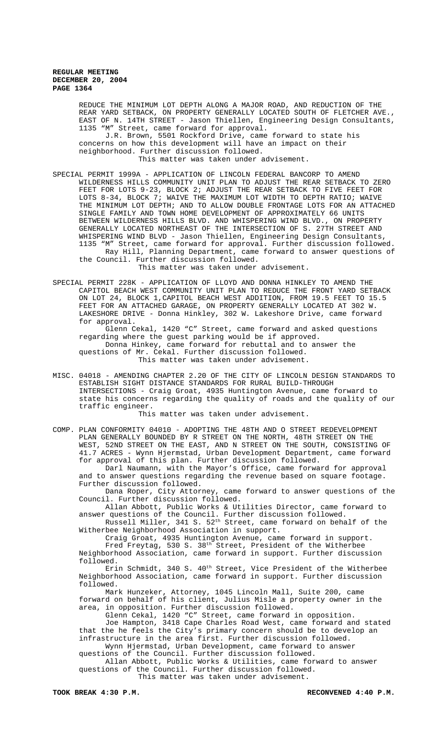REDUCE THE MINIMUM LOT DEPTH ALONG A MAJOR ROAD, AND REDUCTION OF THE REAR YARD SETBACK, ON PROPERTY GENERALLY LOCATED SOUTH OF FLETCHER AVE., EAST OF N. 14TH STREET - Jason Thiellen, Engineering Design Consultants, 1135 "M" Street, came forward for approval.

J.R. Brown, 5501 Rockford Drive, came forward to state his concerns on how this development will have an impact on their neighborhood. Further discussion followed.

This matter was taken under advisement.

SPECIAL PERMIT 1999A - APPLICATION OF LINCOLN FEDERAL BANCORP TO AMEND WILDERNESS HILLS COMMUNITY UNIT PLAN TO ADJUST THE REAR SETBACK TO ZERO FEET FOR LOTS 9-23, BLOCK 2; ADJUST THE REAR SETBACK TO FIVE FEET FOR LOTS 8-34, BLOCK 7; WAIVE THE MAXIMUM LOT WIDTH TO DEPTH RATIO; WAIVE THE MINIMUM LOT DEPTH; AND TO ALLOW DOUBLE FRONTAGE LOTS FOR AN ATTACHED SINGLE FAMILY AND TOWN HOME DEVELOPMENT OF APPROXIMATELY 66 UNITS BETWEEN WILDERNESS HILLS BLVD. AND WHISPERING WIND BLVD., ON PROPERTY GENERALLY LOCATED NORTHEAST OF THE INTERSECTION OF S. 27TH STREET AND WHISPERING WIND BLVD - Jason Thiellen, Engineering Design Consultants, 1135 "M" Street, came forward for approval. Further discussion followed.

Ray Hill, Planning Department, came forward to answer questions of the Council. Further discussion followed.

This matter was taken under advisement.

SPECIAL PERMIT 228K - APPLICATION OF LLOYD AND DONNA HINKLEY TO AMEND THE CAPITOL BEACH WEST COMMUNITY UNIT PLAN TO REDUCE THE FRONT YARD SETBACK ON LOT 24, BLOCK 1,CAPITOL BEACH WEST ADDITION, FROM 19.5 FEET TO 15.5 FEET FOR AN ATTACHED GARAGE, ON PROPERTY GENERALLY LOCATED AT 302 W. LAKESHORE DRIVE - Donna Hinkley, 302 W. Lakeshore Drive, came forward for approval.

Glenn Cekal, 1420 "C" Street, came forward and asked questions regarding where the guest parking would be if approved.

Donna Hinkey, came forward for rebuttal and to answer the questions of Mr. Cekal. Further discussion followed.

This matter was taken under advisement.

MISC. 04018 - AMENDING CHAPTER 2.20 OF THE CITY OF LINCOLN DESIGN STANDARDS TO ESTABLISH SIGHT DISTANCE STANDARDS FOR RURAL BUILD-THROUGH INTERSECTIONS - Craig Groat, 4935 Huntington Avenue, came forward to state his concerns regarding the quality of roads and the quality of our traffic engineer.

This matter was taken under advisement.

COMP. PLAN CONFORMITY 04010 - ADOPTING THE 48TH AND O STREET REDEVELOPMENT PLAN GENERALLY BOUNDED BY R STREET ON THE NORTH, 48TH STREET ON THE WEST, 52ND STREET ON THE EAST, AND N STREET ON THE SOUTH, CONSISTING OF 41.7 ACRES - Wynn Hjermstad, Urban Development Department, came forward for approval of this plan. Further discussion followed.

Darl Naumann, with the Mayor's Office, came forward for approval and to answer questions regarding the revenue based on square footage. Further discussion followed.

Dana Roper, City Attorney, came forward to answer questions of the Council. Further discussion followed.

Allan Abbott, Public Works & Utilities Director, came forward to answer questions of the Council. Further discussion followed.

Russell Miller, 341 S. 52nd Street, came forward on behalf of the Witherbee Neighborhood Association in support.

Craig Groat, 4935 Huntington Avenue, came forward in support.

Fred Freytag, 530 S. 38th Street, President of the Witherbee Neighborhood Association, came forward in support. Further discussion followed.

Erin Schmidt, 340 S. 40th Street, Vice President of the Witherbee Neighborhood Association, came forward in support. Further discussion followed.

Mark Hunzeker, Attorney, 1045 Lincoln Mall, Suite 200, came forward on behalf of his client, Julius Misle a property owner in the area, in opposition. Further discussion followed.

Glenn Cekal, 1420 "C" Street, came forward in opposition.

Joe Hampton, 3418 Cape Charles Road West, came forward and stated that the he feels the City's primary concern should be to develop an infrastructure in the area first. Further discussion followed.

Wynn Hjermstad, Urban Development, came forward to answer questions of the Council. Further discussion followed.

Allan Abbott, Public Works & Utilities, came forward to answer questions of the Council. Further discussion followed.

This matter was taken under advisement.

**TOOK BREAK 4:30 P.M.** **RECONVENED 4:40 P.M.**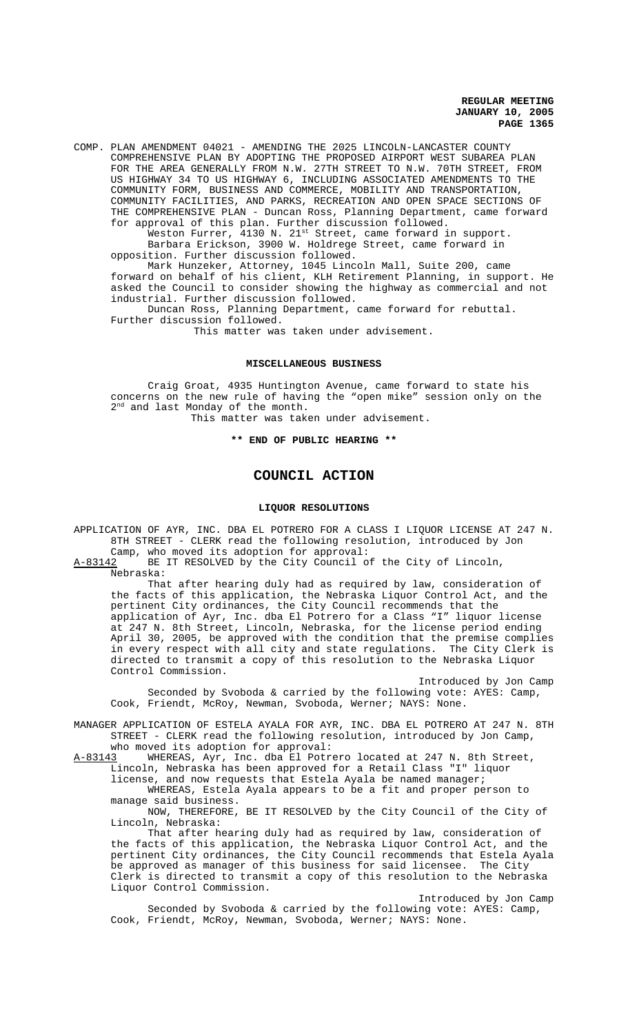COMP. PLAN AMENDMENT 04021 - AMENDING THE 2025 LINCOLN-LANCASTER COUNTY COMPREHENSIVE PLAN BY ADOPTING THE PROPOSED AIRPORT WEST SUBAREA PLAN FOR THE AREA GENERALLY FROM N.W. 27TH STREET TO N.W. 70TH STREET, FROM US HIGHWAY 34 TO US HIGHWAY 6, INCLUDING ASSOCIATED AMENDMENTS TO THE COMMUNITY FORM, BUSINESS AND COMMERCE, MOBILITY AND TRANSPORTATION, COMMUNITY FACILITIES, AND PARKS, RECREATION AND OPEN SPACE SECTIONS OF THE COMPREHENSIVE PLAN - Duncan Ross, Planning Department, came forward for approval of this plan. Further discussion followed.

Weston Furrer, 4130 N. 21st Street, came forward in support.

Barbara Erickson, 3900 W. Holdrege Street, came forward in opposition. Further discussion followed.

Mark Hunzeker, Attorney, 1045 Lincoln Mall, Suite 200, came forward on behalf of his client, KLH Retirement Planning, in support. He asked the Council to consider showing the highway as commercial and not industrial. Further discussion followed.

Duncan Ross, Planning Department, came forward for rebuttal. Further discussion followed.

This matter was taken under advisement.

**MISCELLANEOUS BUSINESS**

Craig Groat, 4935 Huntington Avenue, came forward to state his concerns on the new rule of having the "open mike" session only on the 2nd and last Monday of the month.

This matter was taken under advisement.

**\*\* END OF PUBLIC HEARING \*\***

# COUNCIL ACTION

**LIQUOR RESOLUTIONS**

APPLICATION OF AYR, INC. DBA EL POTRERO FOR A CLASS I LIQUOR LICENSE AT 247 N. 8TH STREET - CLERK read the following resolution, introduced by Jon Camp, who moved its adoption for approval:

A-83142 BE IT RESOLVED by the City Council of the City of Lincoln, Nebraska:

That after hearing duly had as required by law, consideration of the facts of this application, the Nebraska Liquor Control Act, and the pertinent City ordinances, the City Council recommends that the application of Ayr, Inc. dba El Potrero for a Class "I" liquor license at 247 N. 8th Street, Lincoln, Nebraska, for the license period ending April 30, 2005, be approved with the condition that the premise complies in every respect with all city and state regulations. The City Clerk is directed to transmit a copy of this resolution to the Nebraska Liquor Control Commission.

Introduced by Jon Camp

Seconded by Svoboda & carried by the following vote: AYES: Camp, Cook, Friendt, McRoy, Newman, Svoboda, Werner; NAYS: None.

MANAGER APPLICATION OF ESTELA AYALA FOR AYR, INC. DBA EL POTRERO AT 247 N. 8TH STREET - CLERK read the following resolution, introduced by Jon Camp, who moved its adoption for approval:

A-83143 WHEREAS, Ayr, Inc. dba El Potrero located at 247 N. 8th Street, Lincoln, Nebraska has been approved for a Retail Class "I" liquor license, and now requests that Estela Ayala be named manager;

WHEREAS, Estela Ayala appears to be a fit and proper person to manage said business.

NOW, THEREFORE, BE IT RESOLVED by the City Council of the City of Lincoln, Nebraska:

That after hearing duly had as required by law, consideration of the facts of this application, the Nebraska Liquor Control Act, and the pertinent City ordinances, the City Council recommends that Estela Ayala be approved as manager of this business for said licensee. The City Clerk is directed to transmit a copy of this resolution to the Nebraska Liquor Control Commission.

Introduced by Jon Camp

Seconded by Svoboda & carried by the following vote: AYES: Camp, Cook, Friendt, McRoy, Newman, Svoboda, Werner; NAYS: None.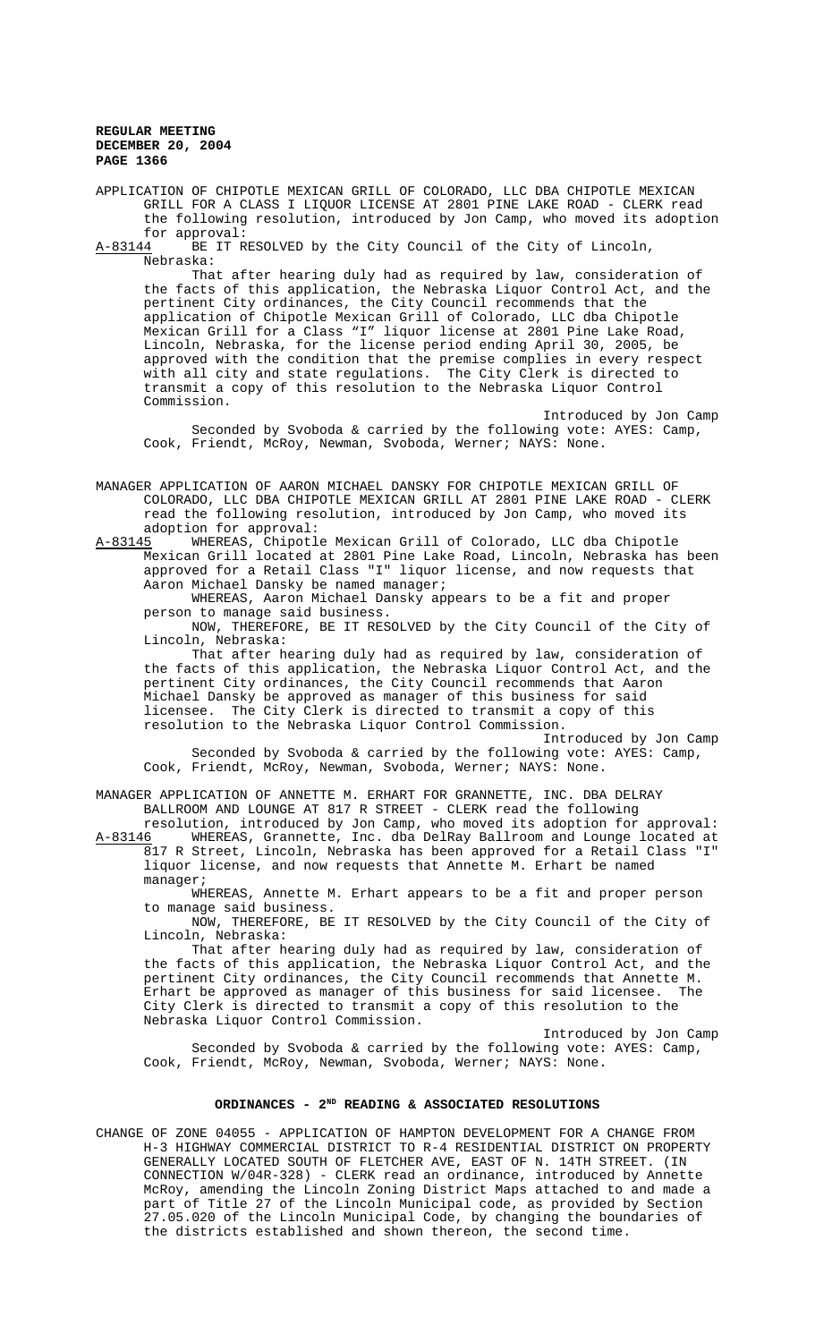APPLICATION OF CHIPOTLE MEXICAN GRILL OF COLORADO, LLC DBA CHIPOTLE MEXICAN GRILL FOR A CLASS I LIQUOR LICENSE AT 2801 PINE LAKE ROAD - CLERK read the following resolution, introduced by Jon Camp, who moved its adoption for approval:

A-83144 BE IT RESOLVED by the City Council of the City of Lincoln, Nebraska:

That after hearing duly had as required by law, consideration of the facts of this application, the Nebraska Liquor Control Act, and the pertinent City ordinances, the City Council recommends that the application of Chipotle Mexican Grill of Colorado, LLC dba Chipotle Mexican Grill for a Class "I" liquor license at 2801 Pine Lake Road, Lincoln, Nebraska, for the license period ending April 30, 2005, be approved with the condition that the premise complies in every respect with all city and state regulations. The City Clerk is directed to transmit a copy of this resolution to the Nebraska Liquor Control Commission.

Introduced by Jon Camp

Seconded by Svoboda & carried by the following vote: AYES: Camp, Cook, Friendt, McRoy, Newman, Svoboda, Werner; NAYS: None.

MANAGER APPLICATION OF AARON MICHAEL DANSKY FOR CHIPOTLE MEXICAN GRILL OF COLORADO, LLC DBA CHIPOTLE MEXICAN GRILL AT 2801 PINE LAKE ROAD - CLERK read the following resolution, introduced by Jon Camp, who moved its adoption for approval:

A-83145 WHEREAS, Chipotle Mexican Grill of Colorado, LLC dba Chipotle Mexican Grill located at 2801 Pine Lake Road, Lincoln, Nebraska has been approved for a Retail Class "I" liquor license, and now requests that Aaron Michael Dansky be named manager;

WHEREAS, Aaron Michael Dansky appears to be a fit and proper person to manage said business.

NOW, THEREFORE, BE IT RESOLVED by the City Council of the City of Lincoln, Nebraska:

That after hearing duly had as required by law, consideration of the facts of this application, the Nebraska Liquor Control Act, and the pertinent City ordinances, the City Council recommends that Aaron Michael Dansky be approved as manager of this business for said licensee. The City Clerk is directed to transmit a copy of this resolution to the Nebraska Liquor Control Commission.

Introduced by Jon Camp

Seconded by Svoboda & carried by the following vote: AYES: Camp, Cook, Friendt, McRoy, Newman, Svoboda, Werner; NAYS: None.

MANAGER APPLICATION OF ANNETTE M. ERHART FOR GRANNETTE, INC. DBA DELRAY BALLROOM AND LOUNGE AT 817 R STREET - CLERK read the following resolution, introduced by Jon Camp, who moved its adoption for approval:

A-83146 WHEREAS, Grannette, Inc. dba DelRay Ballroom and Lounge located at 817 R Street, Lincoln, Nebraska has been approved for a Retail Class "I" liquor license, and now requests that Annette M. Erhart be named manager;

WHEREAS, Annette M. Erhart appears to be a fit and proper person to manage said business.

NOW, THEREFORE, BE IT RESOLVED by the City Council of the City of Lincoln, Nebraska:

That after hearing duly had as required by law, consideration of the facts of this application, the Nebraska Liquor Control Act, and the pertinent City ordinances, the City Council recommends that Annette M. Erhart be approved as manager of this business for said licensee. The City Clerk is directed to transmit a copy of this resolution to the Nebraska Liquor Control Commission.

Introduced by Jon Camp

Seconded by Svoboda & carried by the following vote: AYES: Camp, Cook, Friendt, McRoy, Newman, Svoboda, Werner; NAYS: None.

## ORDINANCES - 2ND READING & ASSOCIATED RESOLUTIONS

CHANGE OF ZONE 04055 - APPLICATION OF HAMPTON DEVELOPMENT FOR A CHANGE FROM H-3 HIGHWAY COMMERCIAL DISTRICT TO R-4 RESIDENTIAL DISTRICT ON PROPERTY GENERALLY LOCATED SOUTH OF FLETCHER AVE, EAST OF N. 14TH STREET. (IN CONNECTION W/04R-328) - CLERK read an ordinance, introduced by Annette McRoy, amending the Lincoln Zoning District Maps attached to and made a part of Title 27 of the Lincoln Municipal code, as provided by Section 27.05.020 of the Lincoln Municipal Code, by changing the boundaries of the districts established and shown thereon, the second time.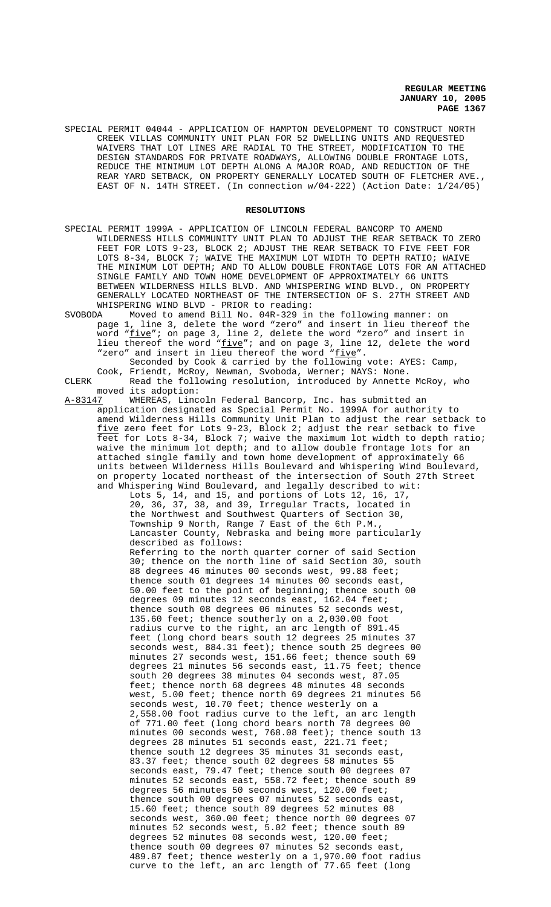SPECIAL PERMIT 04044 - APPLICATION OF HAMPTON DEVELOPMENT TO CONSTRUCT NORTH CREEK VILLAS COMMUNITY UNIT PLAN FOR 52 DWELLING UNITS AND REQUESTED WAIVERS THAT LOT LINES ARE RADIAL TO THE STREET, MODIFICATION TO THE DESIGN STANDARDS FOR PRIVATE ROADWAYS, ALLOWING DOUBLE FRONTAGE LOTS, REDUCE THE MINIMUM LOT DEPTH ALONG A MAJOR ROAD, AND REDUCTION OF THE REAR YARD SETBACK, ON PROPERTY GENERALLY LOCATED SOUTH OF FLETCHER AVE., EAST OF N. 14TH STREET. (In connection w/04-222) (Action Date: 1/24/05)

## RESOLUTIONS

SPECIAL PERMIT 1999A - APPLICATION OF LINCOLN FEDERAL BANCORP TO AMEND WILDERNESS HILLS COMMUNITY UNIT PLAN TO ADJUST THE REAR SETBACK TO ZERO FEET FOR LOTS 9-23, BLOCK 2; ADJUST THE REAR SETBACK TO FIVE FEET FOR LOTS 8-34, BLOCK 7; WAIVE THE MAXIMUM LOT WIDTH TO DEPTH RATIO; WAIVE THE MINIMUM LOT DEPTH; AND TO ALLOW DOUBLE FRONTAGE LOTS FOR AN ATTACHED SINGLE FAMILY AND TOWN HOME DEVELOPMENT OF APPROXIMATELY 66 UNITS BETWEEN WILDERNESS HILLS BLVD. AND WHISPERING WIND BLVD., ON PROPERTY GENERALLY LOCATED NORTHEAST OF THE INTERSECTION OF S. 27TH STREET AND WHISPERING WIND BLVD - PRIOR to reading:

SVOBODA Moved to amend Bill No. 04R-329 in the following manner: on page 1, line 3, delete the word "zero" and insert in lieu thereof the word "five"; on page 3, line 2, delete the word "zero" and insert in lieu thereof the word "five"; and on page 3, line 12, delete the word "zero" and insert in lieu thereof the word "five".

Seconded by Cook & carried by the following vote: AYES: Camp, Cook, Friendt, McRoy, Newman, Svoboda, Werner; NAYS: None.

CLERK Read the following resolution, introduced by Annette McRoy, who moved its adoption:

A-83147 WHEREAS, Lincoln Federal Bancorp, Inc. has submitted an application designated as Special Permit No. 1999A for authority to amend Wilderness Hills Community Unit Plan to adjust the rear setback to five ~~zero~~ feet for Lots 9-23, Block 2; adjust the rear setback to five feet for Lots 8-34, Block 7; waive the maximum lot width to depth ratio; waive the minimum lot depth; and to allow double frontage lots for an attached single family and town home development of approximately 66 units between Wilderness Hills Boulevard and Whispering Wind Boulevard, on property located northeast of the intersection of South 27th Street and Whispering Wind Boulevard, and legally described to wit:

Lots 5, 14, and 15, and portions of Lots 12, 16, 17, 20, 36, 37, 38, and 39, Irregular Tracts, located in the Northwest and Southwest Quarters of Section 30, Township 9 North, Range 7 East of the 6th P.M., Lancaster County, Nebraska and being more particularly described as follows:

Referring to the north quarter corner of said Section 30; thence on the north line of said Section 30, south 88 degrees 46 minutes 00 seconds west, 99.88 feet; thence south 01 degrees 14 minutes 00 seconds east, 50.00 feet to the point of beginning; thence south 00 degrees 09 minutes 12 seconds east, 162.04 feet; thence south 08 degrees 06 minutes 52 seconds west, 135.60 feet; thence southerly on a 2,030.00 foot radius curve to the right, an arc length of 891.45 feet (long chord bears south 12 degrees 25 minutes 37 seconds west, 884.31 feet); thence south 25 degrees 00 minutes 27 seconds west, 151.66 feet; thence south 69 degrees 21 minutes 56 seconds east, 11.75 feet; thence south 20 degrees 38 minutes 04 seconds west, 87.05 feet; thence north 68 degrees 48 minutes 48 seconds west, 5.00 feet; thence north 69 degrees 21 minutes 56 seconds west, 10.70 feet; thence westerly on a 2,558.00 foot radius curve to the left, an arc length of 771.00 feet (long chord bears north 78 degrees 00 minutes 00 seconds west, 768.08 feet); thence south 13 degrees 28 minutes 51 seconds east, 221.71 feet; thence south 12 degrees 35 minutes 31 seconds east, 83.37 feet; thence south 02 degrees 58 minutes 55 seconds east, 79.47 feet; thence south 00 degrees 07 minutes 52 seconds east, 558.72 feet; thence south 89 degrees 56 minutes 50 seconds west, 120.00 feet; thence south 00 degrees 07 minutes 52 seconds east, 15.60 feet; thence south 89 degrees 52 minutes 08 seconds west, 360.00 feet; thence north 00 degrees 07 minutes 52 seconds west, 5.02 feet; thence south 89 degrees 52 minutes 08 seconds west, 120.00 feet; thence south 00 degrees 07 minutes 52 seconds east, 489.87 feet; thence westerly on a 1,970.00 foot radius curve to the left, an arc length of 77.65 feet (long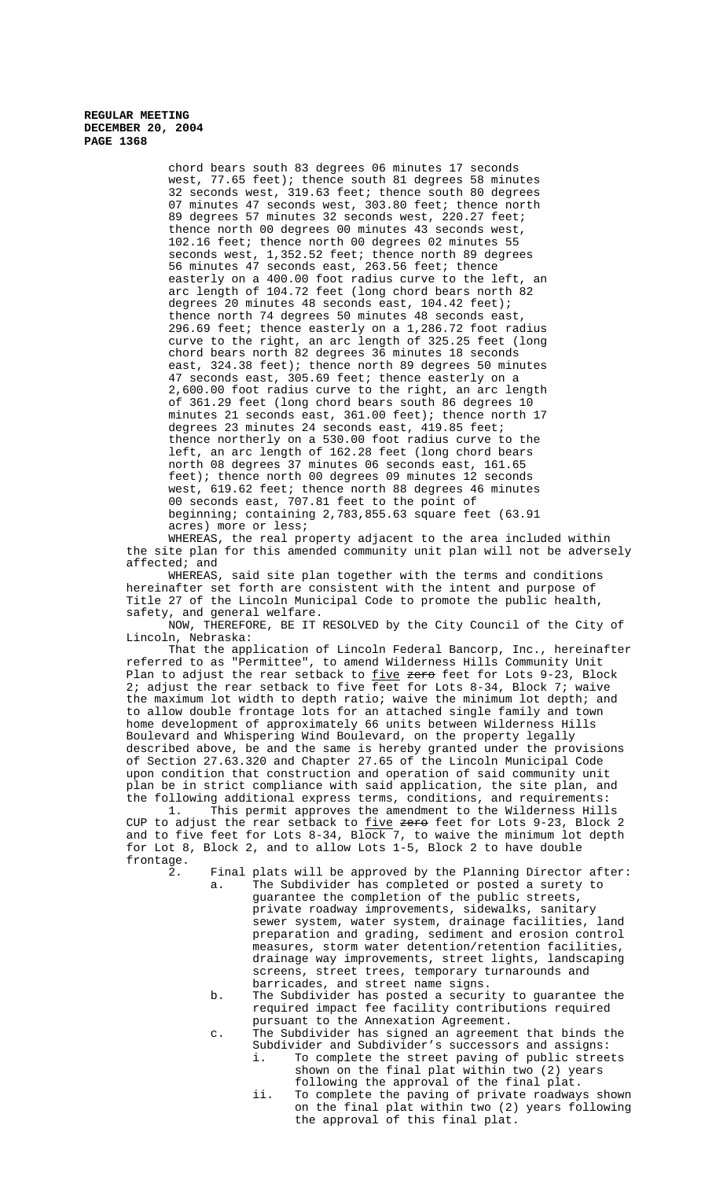chord bears south 83 degrees 06 minutes 17 seconds west, 77.65 feet); thence south 81 degrees 58 minutes 32 seconds west, 319.63 feet; thence south 80 degrees 07 minutes 47 seconds west, 303.80 feet; thence north 89 degrees 57 minutes 32 seconds west, 220.27 feet; thence north 00 degrees 00 minutes 43 seconds west, 102.16 feet; thence north 00 degrees 02 minutes 55 seconds west, 1,352.52 feet; thence north 89 degrees 56 minutes 47 seconds east, 263.56 feet; thence easterly on a 400.00 foot radius curve to the left, an arc length of 104.72 feet (long chord bears north 82 degrees 20 minutes 48 seconds east, 104.42 feet); thence north 74 degrees 50 minutes 48 seconds east, 296.69 feet; thence easterly on a 1,286.72 foot radius curve to the right, an arc length of 325.25 feet (long chord bears north 82 degrees 36 minutes 18 seconds east, 324.38 feet); thence north 89 degrees 50 minutes 47 seconds east, 305.69 feet; thence easterly on a 2,600.00 foot radius curve to the right, an arc length of 361.29 feet (long chord bears south 86 degrees 10 minutes 21 seconds east, 361.00 feet); thence north 17 degrees 23 minutes 24 seconds east, 419.85 feet; thence northerly on a 530.00 foot radius curve to the left, an arc length of 162.28 feet (long chord bears north 08 degrees 37 minutes 06 seconds east, 161.65 feet); thence north 00 degrees 09 minutes 12 seconds west, 619.62 feet; thence north 88 degrees 46 minutes 00 seconds east, 707.81 feet to the point of beginning; containing 2,783,855.63 square feet (63.91 acres) more or less;

WHEREAS, the real property adjacent to the area included within the site plan for this amended community unit plan will not be adversely affected; and

WHEREAS, said site plan together with the terms and conditions hereinafter set forth are consistent with the intent and purpose of Title 27 of the Lincoln Municipal Code to promote the public health, safety, and general welfare.

NOW, THEREFORE, BE IT RESOLVED by the City Council of the City of Lincoln, Nebraska:

That the application of Lincoln Federal Bancorp, Inc., hereinafter referred to as "Permittee", to amend Wilderness Hills Community Unit Plan to adjust the rear setback to <u>five</u> ~~zero~~ feet for Lots 9-23, Block 2; adjust the rear setback to five feet for Lots 8-34, Block 7; waive the maximum lot width to depth ratio; waive the minimum lot depth; and to allow double frontage lots for an attached single family and town home development of approximately 66 units between Wilderness Hills Boulevard and Whispering Wind Boulevard, on the property legally described above, be and the same is hereby granted under the provisions of Section 27.63.320 and Chapter 27.65 of the Lincoln Municipal Code upon condition that construction and operation of said community unit plan be in strict compliance with said application, the site plan, and the following additional express terms, conditions, and requirements:

1. This permit approves the amendment to the Wilderness Hills CUP to adjust the rear setback to <u>five</u> ~~zero~~ feet for Lots 9-23, Block 2 and to five feet for Lots 8-34, Block 7, to waive the minimum lot depth for Lot 8, Block 2, and to allow Lots 1-5, Block 2 to have double frontage.

2. Final plats will be approved by the Planning Director after:
   a. The Subdivider has completed or posted a surety to guarantee the completion of the public streets, private roadway improvements, sidewalks, sanitary sewer system, water system, drainage facilities, land preparation and grading, sediment and erosion control measures, storm water detention/retention facilities, drainage way improvements, street lights, landscaping screens, street trees, temporary turnarounds and barricades, and street name signs.
   b. The Subdivider has posted a security to guarantee the required impact fee facility contributions required pursuant to the Annexation Agreement.
   c. The Subdivider has signed an agreement that binds the Subdivider and Subdivider's successors and assigns:
      i. To complete the street paving of public streets shown on the final plat within two (2) years following the approval of the final plat.
      ii. To complete the paving of private roadways shown on the final plat within two (2) years following the approval of this final plat.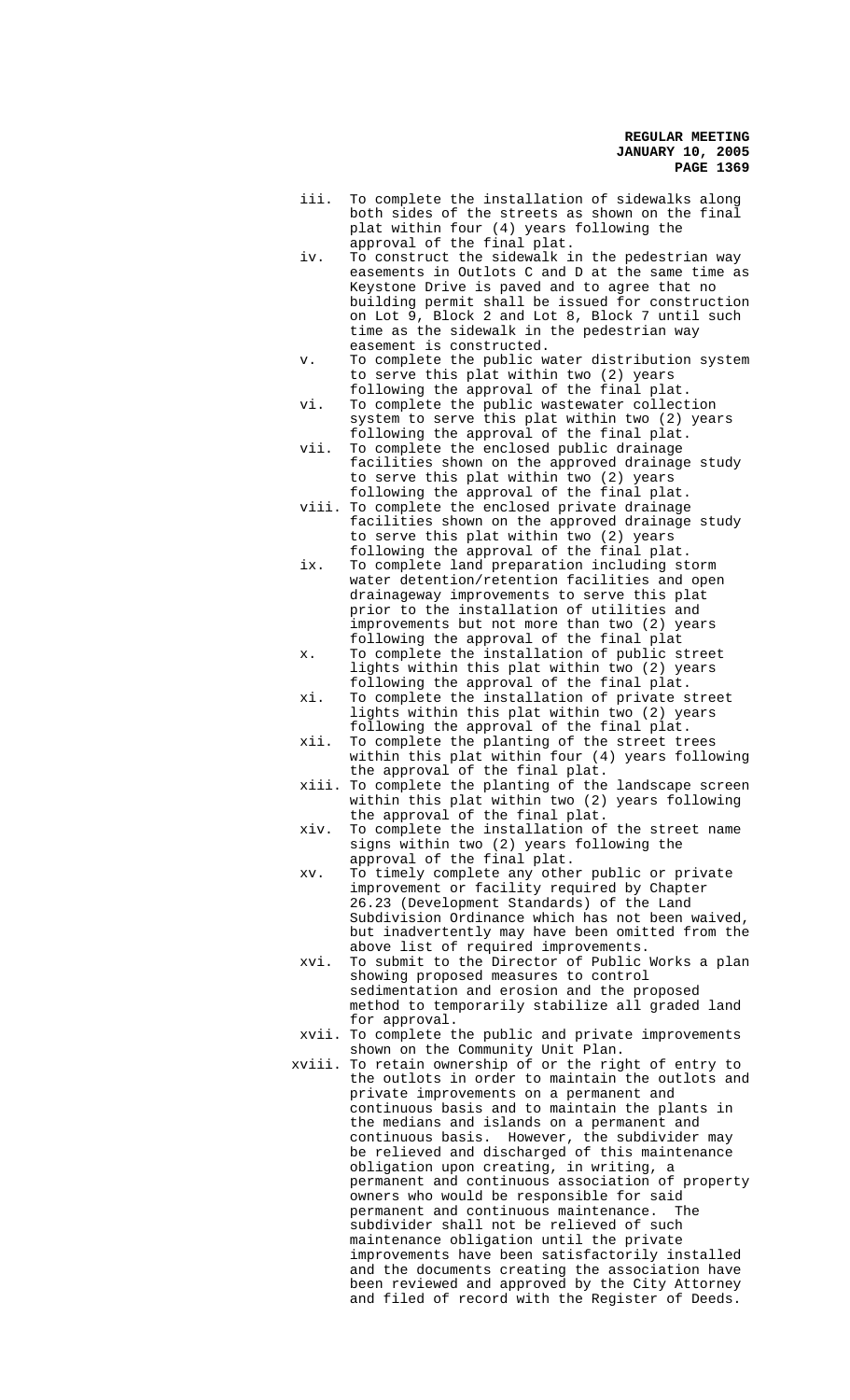iii. To complete the installation of sidewalks along both sides of the streets as shown on the final plat within four (4) years following the approval of the final plat.

iv. To construct the sidewalk in the pedestrian way easements in Outlots C and D at the same time as Keystone Drive is paved and to agree that no building permit shall be issued for construction on Lot 9, Block 2 and Lot 8, Block 7 until such time as the sidewalk in the pedestrian way easement is constructed.

v. To complete the public water distribution system to serve this plat within two (2) years following the approval of the final plat.

vi. To complete the public wastewater collection system to serve this plat within two (2) years following the approval of the final plat.

vii. To complete the enclosed public drainage facilities shown on the approved drainage study to serve this plat within two (2) years following the approval of the final plat.

viii. To complete the enclosed private drainage facilities shown on the approved drainage study to serve this plat within two (2) years following the approval of the final plat.

ix. To complete land preparation including storm water detention/retention facilities and open drainageway improvements to serve this plat prior to the installation of utilities and improvements but not more than two (2) years following the approval of the final plat

x. To complete the installation of public street lights within this plat within two (2) years following the approval of the final plat.

xi. To complete the installation of private street lights within this plat within two (2) years following the approval of the final plat.

xii. To complete the planting of the street trees within this plat within four (4) years following the approval of the final plat.

xiii. To complete the planting of the landscape screen within this plat within two (2) years following the approval of the final plat.

xiv. To complete the installation of the street name signs within two (2) years following the approval of the final plat.

xv. To timely complete any other public or private improvement or facility required by Chapter 26.23 (Development Standards) of the Land Subdivision Ordinance which has not been waived, but inadvertently may have been omitted from the above list of required improvements.

xvi. To submit to the Director of Public Works a plan showing proposed measures to control sedimentation and erosion and the proposed method to temporarily stabilize all graded land for approval.

xvii. To complete the public and private improvements shown on the Community Unit Plan.

xviii. To retain ownership of or the right of entry to the outlots in order to maintain the outlots and private improvements on a permanent and continuous basis and to maintain the plants in the medians and islands on a permanent and continuous basis. However, the subdivider may be relieved and discharged of this maintenance obligation upon creating, in writing, a permanent and continuous association of property owners who would be responsible for said permanent and continuous maintenance. The subdivider shall not be relieved of such maintenance obligation until the private improvements have been satisfactorily installed and the documents creating the association have been reviewed and approved by the City Attorney and filed of record with the Register of Deeds.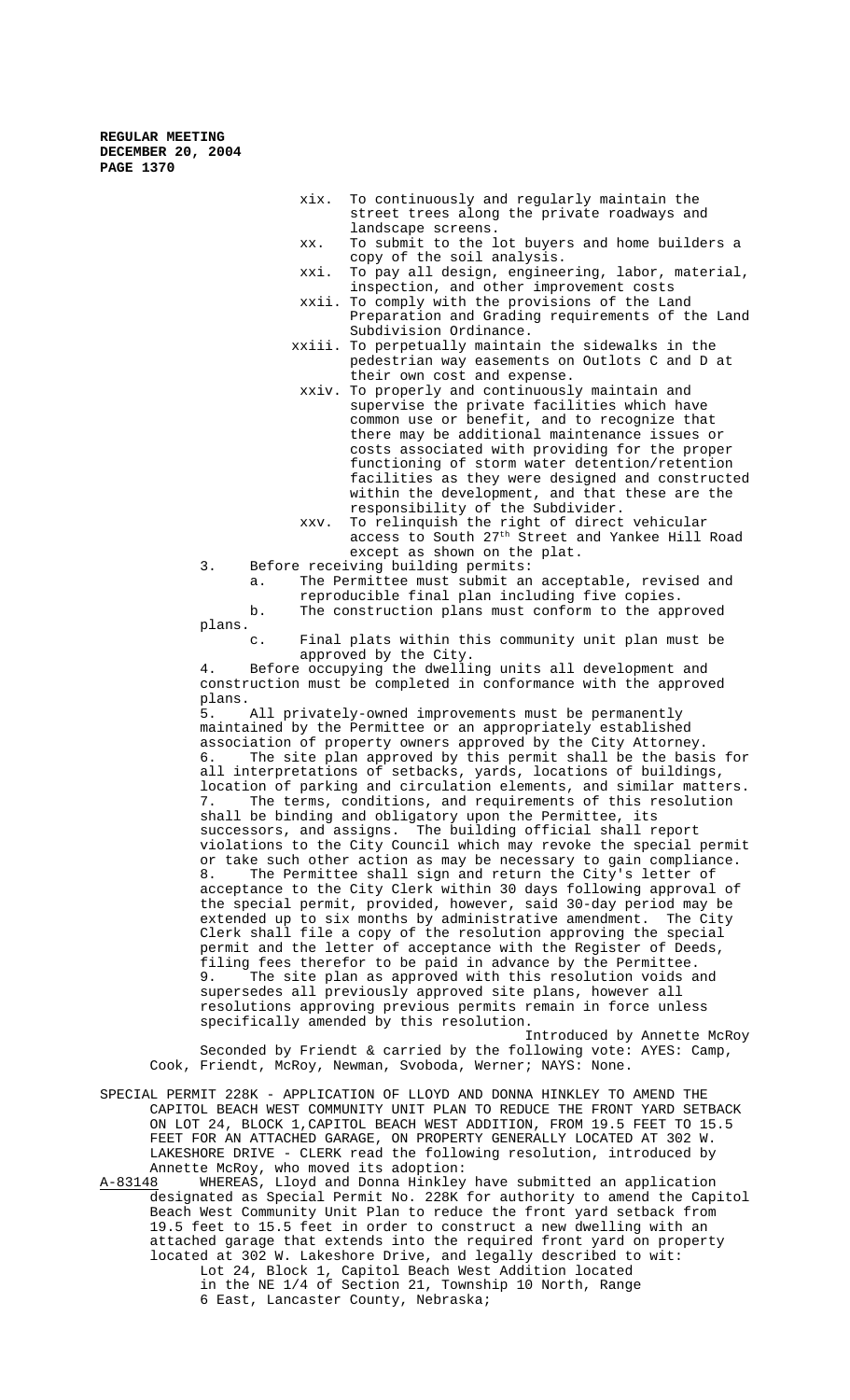xix. To continuously and regularly maintain the street trees along the private roadways and landscape screens.

xx. To submit to the lot buyers and home builders a copy of the soil analysis.

xxi. To pay all design, engineering, labor, material, inspection, and other improvement costs

xxii. To comply with the provisions of the Land Preparation and Grading requirements of the Land Subdivision Ordinance.

xxiii. To perpetually maintain the sidewalks in the pedestrian way easements on Outlots C and D at their own cost and expense.

xxiv. To properly and continuously maintain and supervise the private facilities which have common use or benefit, and to recognize that there may be additional maintenance issues or costs associated with providing for the proper functioning of storm water detention/retention facilities as they were designed and constructed within the development, and that these are the responsibility of the Subdivider.

xxv. To relinquish the right of direct vehicular access to South 27th Street and Yankee Hill Road except as shown on the plat.

3. Before receiving building permits:

a. The Permittee must submit an acceptable, revised and reproducible final plan including five copies.

b. The construction plans must conform to the approved plans.

c. Final plats within this community unit plan must be approved by the City.

4. Before occupying the dwelling units all development and construction must be completed in conformance with the approved plans.

5. All privately-owned improvements must be permanently maintained by the Permittee or an appropriately established association of property owners approved by the City Attorney.

6. The site plan approved by this permit shall be the basis for all interpretations of setbacks, yards, locations of buildings, location of parking and circulation elements, and similar matters.

7. The terms, conditions, and requirements of this resolution shall be binding and obligatory upon the Permittee, its successors, and assigns. The building official shall report violations to the City Council which may revoke the special permit or take such other action as may be necessary to gain compliance.

8. The Permittee shall sign and return the City's letter of acceptance to the City Clerk within 30 days following approval of the special permit, provided, however, said 30-day period may be extended up to six months by administrative amendment. The City Clerk shall file a copy of the resolution approving the special permit and the letter of acceptance with the Register of Deeds, filing fees therefor to be paid in advance by the Permittee.

9. The site plan as approved with this resolution voids and supersedes all previously approved site plans, however all resolutions approving previous permits remain in force unless specifically amended by this resolution.

Introduced by Annette McRoy

Seconded by Friendt & carried by the following vote: AYES: Camp, Cook, Friendt, McRoy, Newman, Svoboda, Werner; NAYS: None.

SPECIAL PERMIT 228K - APPLICATION OF LLOYD AND DONNA HINKLEY TO AMEND THE CAPITOL BEACH WEST COMMUNITY UNIT PLAN TO REDUCE THE FRONT YARD SETBACK ON LOT 24, BLOCK 1,CAPITOL BEACH WEST ADDITION, FROM 19.5 FEET TO 15.5 FEET FOR AN ATTACHED GARAGE, ON PROPERTY GENERALLY LOCATED AT 302 W. LAKESHORE DRIVE - CLERK read the following resolution, introduced by Annette McRoy, who moved its adoption:

A-83148 WHEREAS, Lloyd and Donna Hinkley have submitted an application designated as Special Permit No. 228K for authority to amend the Capitol Beach West Community Unit Plan to reduce the front yard setback from 19.5 feet to 15.5 feet in order to construct a new dwelling with an attached garage that extends into the required front yard on property located at 302 W. Lakeshore Drive, and legally described to wit:

Lot 24, Block 1, Capitol Beach West Addition located in the NE 1/4 of Section 21, Township 10 North, Range 6 East, Lancaster County, Nebraska;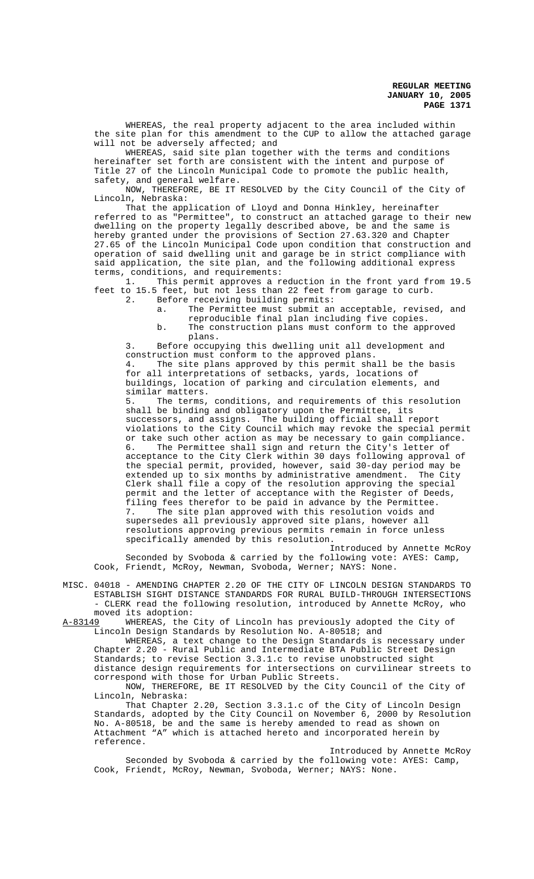WHEREAS, the real property adjacent to the area included within the site plan for this amendment to the CUP to allow the attached garage will not be adversely affected; and

WHEREAS, said site plan together with the terms and conditions hereinafter set forth are consistent with the intent and purpose of Title 27 of the Lincoln Municipal Code to promote the public health, safety, and general welfare.

NOW, THEREFORE, BE IT RESOLVED by the City Council of the City of Lincoln, Nebraska:

That the application of Lloyd and Donna Hinkley, hereinafter referred to as "Permittee", to construct an attached garage to their new dwelling on the property legally described above, be and the same is hereby granted under the provisions of Section 27.63.320 and Chapter 27.65 of the Lincoln Municipal Code upon condition that construction and operation of said dwelling unit and garage be in strict compliance with said application, the site plan, and the following additional express terms, conditions, and requirements:

1. This permit approves a reduction in the front yard from 19.5 feet to 15.5 feet, but not less than 22 feet from garage to curb.
2. Before receiving building permits:
   a. The Permittee must submit an acceptable, revised, and reproducible final plan including five copies.
   b. The construction plans must conform to the approved plans.
3. Before occupying this dwelling unit all development and construction must conform to the approved plans.
4. The site plans approved by this permit shall be the basis for all interpretations of setbacks, yards, locations of buildings, location of parking and circulation elements, and similar matters.
5. The terms, conditions, and requirements of this resolution shall be binding and obligatory upon the Permittee, its successors, and assigns. The building official shall report violations to the City Council which may revoke the special permit or take such other action as may be necessary to gain compliance.
6. The Permittee shall sign and return the City's letter of acceptance to the City Clerk within 30 days following approval of the special permit, provided, however, said 30-day period may be extended up to six months by administrative amendment. The City Clerk shall file a copy of the resolution approving the special permit and the letter of acceptance with the Register of Deeds, filing fees therefor to be paid in advance by the Permittee.
7. The site plan approved with this resolution voids and supersedes all previously approved site plans, however all resolutions approving previous permits remain in force unless specifically amended by this resolution.

Introduced by Annette McRoy

Seconded by Svoboda & carried by the following vote: AYES: Camp, Cook, Friendt, McRoy, Newman, Svoboda, Werner; NAYS: None.

MISC. 04018 - AMENDING CHAPTER 2.20 OF THE CITY OF LINCOLN DESIGN STANDARDS TO ESTABLISH SIGHT DISTANCE STANDARDS FOR RURAL BUILD-THROUGH INTERSECTIONS - CLERK read the following resolution, introduced by Annette McRoy, who moved its adoption:

A-83149 WHEREAS, the City of Lincoln has previously adopted the City of Lincoln Design Standards by Resolution No. A-80518; and

WHEREAS, a text change to the Design Standards is necessary under Chapter 2.20 - Rural Public and Intermediate BTA Public Street Design Standards; to revise Section 3.3.1.c to revise unobstructed sight distance design requirements for intersections on curvilinear streets to correspond with those for Urban Public Streets.

NOW, THEREFORE, BE IT RESOLVED by the City Council of the City of Lincoln, Nebraska:

That Chapter 2.20, Section 3.3.1.c of the City of Lincoln Design Standards, adopted by the City Council on November 6, 2000 by Resolution No. A-80518, be and the same is hereby amended to read as shown on Attachment "A" which is attached hereto and incorporated herein by reference.

Introduced by Annette McRoy

Seconded by Svoboda & carried by the following vote: AYES: Camp, Cook, Friendt, McRoy, Newman, Svoboda, Werner; NAYS: None.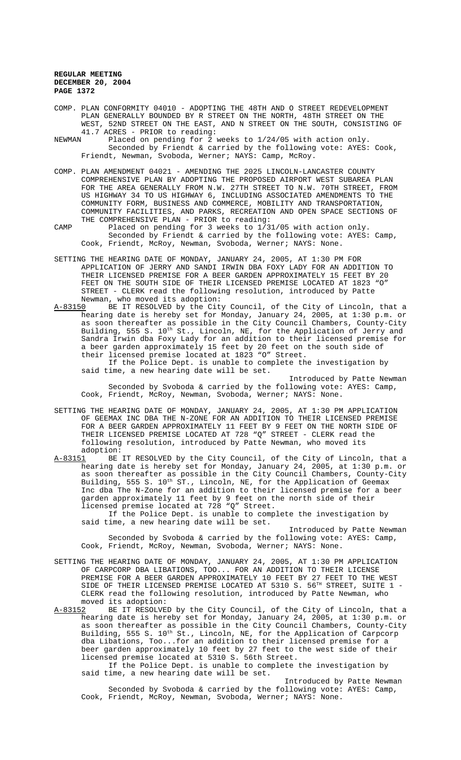COMP. PLAN CONFORMITY 04010 - ADOPTING THE 48TH AND O STREET REDEVELOPMENT PLAN GENERALLY BOUNDED BY R STREET ON THE NORTH, 48TH STREET ON THE WEST, 52ND STREET ON THE EAST, AND N STREET ON THE SOUTH, CONSISTING OF 41.7 ACRES - PRIOR to reading:

NEWMAN Placed on pending for 2 weeks to 1/24/05 with action only.
Seconded by Friendt & carried by the following vote: AYES: Cook, Friendt, Newman, Svoboda, Werner; NAYS: Camp, McRoy.

COMP. PLAN AMENDMENT 04021 - AMENDING THE 2025 LINCOLN-LANCASTER COUNTY COMPREHENSIVE PLAN BY ADOPTING THE PROPOSED AIRPORT WEST SUBAREA PLAN FOR THE AREA GENERALLY FROM N.W. 27TH STREET TO N.W. 70TH STREET, FROM US HIGHWAY 34 TO US HIGHWAY 6, INCLUDING ASSOCIATED AMENDMENTS TO THE COMMUNITY FORM, BUSINESS AND COMMERCE, MOBILITY AND TRANSPORTATION, COMMUNITY FACILITIES, AND PARKS, RECREATION AND OPEN SPACE SECTIONS OF THE COMPREHENSIVE PLAN - PRIOR to reading:

CAMP Placed on pending for 3 weeks to 1/31/05 with action only.
Seconded by Friendt & carried by the following vote: AYES: Camp, Cook, Friendt, McRoy, Newman, Svoboda, Werner; NAYS: None.

SETTING THE HEARING DATE OF MONDAY, JANUARY 24, 2005, AT 1:30 PM FOR APPLICATION OF JERRY AND SANDI IRWIN DBA FOXY LADY FOR AN ADDITION TO THEIR LICENSED PREMISE FOR A BEER GARDEN APPROXIMATELY 15 FEET BY 20 FEET ON THE SOUTH SIDE OF THEIR LICENSED PREMISE LOCATED AT 1823 "O" STREET - CLERK read the following resolution, introduced by Patte Newman, who moved its adoption:

A-83150 BE IT RESOLVED by the City Council, of the City of Lincoln, that a hearing date is hereby set for Monday, January 24, 2005, at 1:30 p.m. or as soon thereafter as possible in the City Council Chambers, County-City Building, 555 S. 10th St., Lincoln, NE, for the Application of Jerry and Sandra Irwin dba Foxy Lady for an addition to their licensed premise for a beer garden approximately 15 feet by 20 feet on the south side of their licensed premise located at 1823 "O" Street.
If the Police Dept. is unable to complete the investigation by said time, a new hearing date will be set.
Introduced by Patte Newman
Seconded by Svoboda & carried by the following vote: AYES: Camp, Cook, Friendt, McRoy, Newman, Svoboda, Werner; NAYS: None.

SETTING THE HEARING DATE OF MONDAY, JANUARY 24, 2005, AT 1:30 PM APPLICATION OF GEEMAX INC DBA THE N-ZONE FOR AN ADDITION TO THEIR LICENSED PREMISE FOR A BEER GARDEN APPROXIMATELY 11 FEET BY 9 FEET ON THE NORTH SIDE OF THEIR LICENSED PREMISE LOCATED AT 728 "Q" STREET - CLERK read the following resolution, introduced by Patte Newman, who moved its adoption:

A-83151 BE IT RESOLVED by the City Council, of the City of Lincoln, that a hearing date is hereby set for Monday, January 24, 2005, at 1:30 p.m. or as soon thereafter as possible in the City Council Chambers, County-City Building, 555 S. 10th ST., Lincoln, NE, for the Application of Geemax Inc dba The N-Zone for an addition to their licensed premise for a beer garden approximately 11 feet by 9 feet on the north side of their licensed premise located at 728 "Q" Street.
If the Police Dept. is unable to complete the investigation by said time, a new hearing date will be set.
Introduced by Patte Newman
Seconded by Svoboda & carried by the following vote: AYES: Camp, Cook, Friendt, McRoy, Newman, Svoboda, Werner; NAYS: None.

SETTING THE HEARING DATE OF MONDAY, JANUARY 24, 2005, AT 1:30 PM APPLICATION OF CARPCORP DBA LIBATIONS, TOO... FOR AN ADDITION TO THEIR LICENSE PREMISE FOR A BEER GARDEN APPROXIMATELY 10 FEET BY 27 FEET TO THE WEST SIDE OF THEIR LICENSED PREMISE LOCATED AT 5310 S. 56TH STREET, SUITE 1 - CLERK read the following resolution, introduced by Patte Newman, who moved its adoption:

A-83152 BE IT RESOLVED by the City Council, of the City of Lincoln, that a hearing date is hereby set for Monday, January 24, 2005, at 1:30 p.m. or as soon thereafter as possible in the City Council Chambers, County-City Building, 555 S. 10th St., Lincoln, NE, for the Application of Carpcorp dba Libations, Too...for an addition to their licensed premise for a beer garden approximately 10 feet by 27 feet to the west side of their licensed premise located at 5310 S. 56th Street.
If the Police Dept. is unable to complete the investigation by said time, a new hearing date will be set.
Introduced by Patte Newman
Seconded by Svoboda & carried by the following vote: AYES: Camp, Cook, Friendt, McRoy, Newman, Svoboda, Werner; NAYS: None.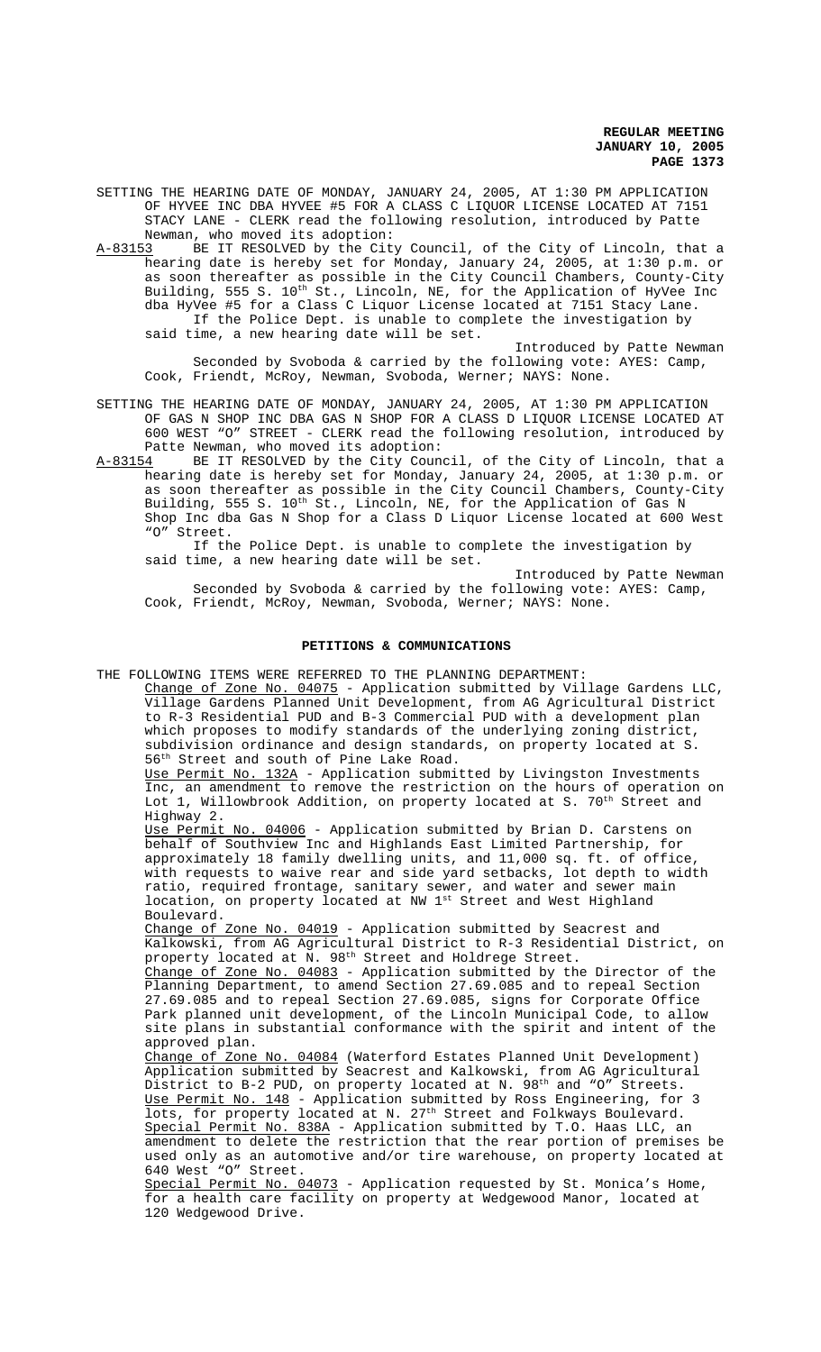SETTING THE HEARING DATE OF MONDAY, JANUARY 24, 2005, AT 1:30 PM APPLICATION OF HYVEE INC DBA HYVEE #5 FOR A CLASS C LIQUOR LICENSE LOCATED AT 7151 STACY LANE - CLERK read the following resolution, introduced by Patte Newman, who moved its adoption:

A-83153 BE IT RESOLVED by the City Council, of the City of Lincoln, that a hearing date is hereby set for Monday, January 24, 2005, at 1:30 p.m. or as soon thereafter as possible in the City Council Chambers, County-City Building, 555 S. 10th St., Lincoln, NE, for the Application of HyVee Inc dba HyVee #5 for a Class C Liquor License located at 7151 Stacy Lane.

If the Police Dept. is unable to complete the investigation by said time, a new hearing date will be set.

Introduced by Patte Newman

Seconded by Svoboda & carried by the following vote: AYES: Camp, Cook, Friendt, McRoy, Newman, Svoboda, Werner; NAYS: None.

SETTING THE HEARING DATE OF MONDAY, JANUARY 24, 2005, AT 1:30 PM APPLICATION OF GAS N SHOP INC DBA GAS N SHOP FOR A CLASS D LIQUOR LICENSE LOCATED AT 600 WEST "O" STREET - CLERK read the following resolution, introduced by Patte Newman, who moved its adoption:

A-83154 BE IT RESOLVED by the City Council, of the City of Lincoln, that a hearing date is hereby set for Monday, January 24, 2005, at 1:30 p.m. or as soon thereafter as possible in the City Council Chambers, County-City Building, 555 S. 10th St., Lincoln, NE, for the Application of Gas N Shop Inc dba Gas N Shop for a Class D Liquor License located at 600 West "O" Street.

If the Police Dept. is unable to complete the investigation by said time, a new hearing date will be set.

Introduced by Patte Newman

Seconded by Svoboda & carried by the following vote: AYES: Camp, Cook, Friendt, McRoy, Newman, Svoboda, Werner; NAYS: None.

## PETITIONS & COMMUNICATIONS

THE FOLLOWING ITEMS WERE REFERRED TO THE PLANNING DEPARTMENT:

Change of Zone No. 04075 - Application submitted by Village Gardens LLC, Village Gardens Planned Unit Development, from AG Agricultural District to R-3 Residential PUD and B-3 Commercial PUD with a development plan which proposes to modify standards of the underlying zoning district, subdivision ordinance and design standards, on property located at S. 56th Street and south of Pine Lake Road.

Use Permit No. 132A - Application submitted by Livingston Investments Inc, an amendment to remove the restriction on the hours of operation on Lot 1, Willowbrook Addition, on property located at S. 70th Street and Highway 2.

Use Permit No. 04006 - Application submitted by Brian D. Carstens on behalf of Southview Inc and Highlands East Limited Partnership, for approximately 18 family dwelling units, and 11,000 sq. ft. of office, with requests to waive rear and side yard setbacks, lot depth to width ratio, required frontage, sanitary sewer, and water and sewer main location, on property located at NW 1st Street and West Highland Boulevard.

Change of Zone No. 04019 - Application submitted by Seacrest and Kalkowski, from AG Agricultural District to R-3 Residential District, on property located at N. 98th Street and Holdrege Street.

Change of Zone No. 04083 - Application submitted by the Director of the Planning Department, to amend Section 27.69.085 and to repeal Section 27.69.085 and to repeal Section 27.69.085, signs for Corporate Office Park planned unit development, of the Lincoln Municipal Code, to allow site plans in substantial conformance with the spirit and intent of the approved plan.

Change of Zone No. 04084 (Waterford Estates Planned Unit Development) Application submitted by Seacrest and Kalkowski, from AG Agricultural District to B-2 PUD, on property located at N. 98th and "O" Streets.

Use Permit No. 148 - Application submitted by Ross Engineering, for 3 lots, for property located at N. 27th Street and Folkways Boulevard.

Special Permit No. 838A - Application submitted by T.O. Haas LLC, an amendment to delete the restriction that the rear portion of premises be used only as an automotive and/or tire warehouse, on property located at 640 West "O" Street.

Special Permit No. 04073 - Application requested by St. Monica's Home, for a health care facility on property at Wedgewood Manor, located at 120 Wedgewood Drive.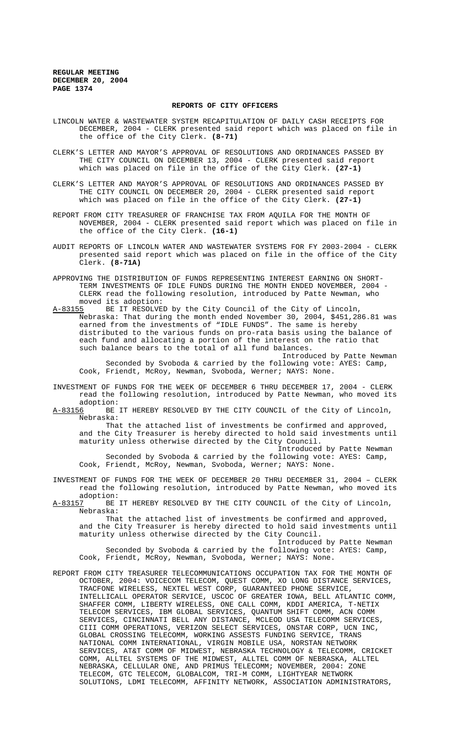## REPORTS OF CITY OFFICERS

LINCOLN WATER & WASTEWATER SYSTEM RECAPITULATION OF DAILY CASH RECEIPTS FOR DECEMBER, 2004 - CLERK presented said report which was placed on file in the office of the City Clerk. **(8-71)**

CLERK'S LETTER AND MAYOR'S APPROVAL OF RESOLUTIONS AND ORDINANCES PASSED BY THE CITY COUNCIL ON DECEMBER 13, 2004 - CLERK presented said report which was placed on file in the office of the City Clerk. **(27-1)**

CLERK'S LETTER AND MAYOR'S APPROVAL OF RESOLUTIONS AND ORDINANCES PASSED BY THE CITY COUNCIL ON DECEMBER 20, 2004 - CLERK presented said report which was placed on file in the office of the City Clerk. **(27-1)**

REPORT FROM CITY TREASURER OF FRANCHISE TAX FROM AQUILA FOR THE MONTH OF NOVEMBER, 2004 - CLERK presented said report which was placed on file in the office of the City Clerk. **(16-1)**

AUDIT REPORTS OF LINCOLN WATER AND WASTEWATER SYSTEMS FOR FY 2003-2004 - CLERK presented said report which was placed on file in the office of the City Clerk. **(8-71A)**

APPROVING THE DISTRIBUTION OF FUNDS REPRESENTING INTEREST EARNING ON SHORT-TERM INVESTMENTS OF IDLE FUNDS DURING THE MONTH ENDED NOVEMBER, 2004 - CLERK read the following resolution, introduced by Patte Newman, who moved its adoption:

A-83155 BE IT RESOLVED by the City Council of the City of Lincoln, Nebraska: That during the month ended November 30, 2004, $451,286.81 was earned from the investments of "IDLE FUNDS". The same is hereby distributed to the various funds on pro-rata basis using the balance of each fund and allocating a portion of the interest on the ratio that such balance bears to the total of all fund balances.

Introduced by Patte Newman

Seconded by Svoboda & carried by the following vote: AYES: Camp, Cook, Friendt, McRoy, Newman, Svoboda, Werner; NAYS: None.

INVESTMENT OF FUNDS FOR THE WEEK OF DECEMBER 6 THRU DECEMBER 17, 2004 - CLERK read the following resolution, introduced by Patte Newman, who moved its adoption:

A-83156 BE IT HEREBY RESOLVED BY THE CITY COUNCIL of the City of Lincoln, Nebraska:

That the attached list of investments be confirmed and approved, and the City Treasurer is hereby directed to hold said investments until maturity unless otherwise directed by the City Council.

Introduced by Patte Newman

Seconded by Svoboda & carried by the following vote: AYES: Camp, Cook, Friendt, McRoy, Newman, Svoboda, Werner; NAYS: None.

INVESTMENT OF FUNDS FOR THE WEEK OF DECEMBER 20 THRU DECEMBER 31, 2004 – CLERK read the following resolution, introduced by Patte Newman, who moved its adoption:

A-83157 BE IT HEREBY RESOLVED BY THE CITY COUNCIL of the City of Lincoln, Nebraska:

That the attached list of investments be confirmed and approved, and the City Treasurer is hereby directed to hold said investments until maturity unless otherwise directed by the City Council.

Introduced by Patte Newman

Seconded by Svoboda & carried by the following vote: AYES: Camp, Cook, Friendt, McRoy, Newman, Svoboda, Werner; NAYS: None.

REPORT FROM CITY TREASURER TELECOMMUNICATIONS OCCUPATION TAX FOR THE MONTH OF OCTOBER, 2004: VOICECOM TELECOM, QUEST COMM, XO LONG DISTANCE SERVICES, TRACFONE WIRELESS, NEXTEL WEST CORP, GUARANTEED PHONE SERVICE, INTELLICALL OPERATOR SERVICE, USCOC OF GREATER IOWA, BELL ATLANTIC COMM, SHAFFER COMM, LIBERTY WIRELESS, ONE CALL COMM, KDDI AMERICA, T-NETIX TELECOM SERVICES, IBM GLOBAL SERVICES, QUANTUM SHIFT COMM, ACN COMM SERVICES, CINCINNATI BELL ANY DISTANCE, MCLEOD USA TELECOMM SERVICES, CIII COMM OPERATIONS, VERIZON SELECT SERVICES, ONSTAR CORP, UCN INC, GLOBAL CROSSING TELECOMM, WORKING ASSESTS FUNDING SERVICE, TRANS NATIONAL COMM INTERNATIONAL, VIRGIN MOBILE USA, NORSTAN NETWORK SERVICES, AT&T COMM OF MIDWEST, NEBRASKA TECHNOLOGY & TELECOMM, CRICKET COMM, ALLTEL SYSTEMS OF THE MIDWEST, ALLTEL COMM OF NEBRASKA, ALLTEL NEBRASKA, CELLULAR ONE, AND PRIMUS TELECOMM; NOVEMBER, 2004: ZONE TELECOM, GTC TELECOM, GLOBALCOM, TRI-M COMM, LIGHTYEAR NETWORK SOLUTIONS, LDMI TELECOMM, AFFINITY NETWORK, ASSOCIATION ADMINISTRATORS,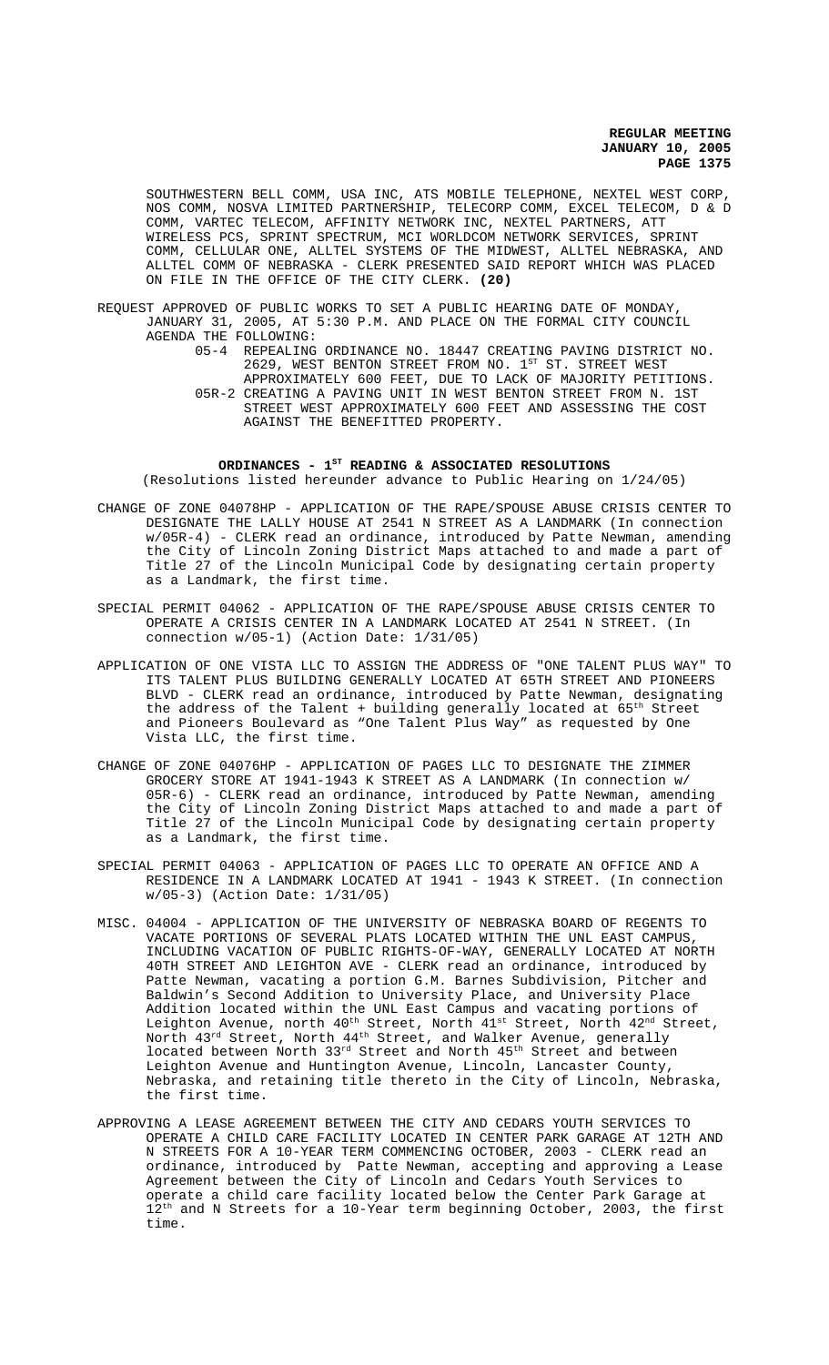SOUTHWESTERN BELL COMM, USA INC, ATS MOBILE TELEPHONE, NEXTEL WEST CORP, NOS COMM, NOSVA LIMITED PARTNERSHIP, TELECORP COMM, EXCEL TELECOM, D & D COMM, VARTEC TELECOM, AFFINITY NETWORK INC, NEXTEL PARTNERS, ATT WIRELESS PCS, SPRINT SPECTRUM, MCI WORLDCOM NETWORK SERVICES, SPRINT COMM, CELLULAR ONE, ALLTEL SYSTEMS OF THE MIDWEST, ALLTEL NEBRASKA, AND ALLTEL COMM OF NEBRASKA - CLERK PRESENTED SAID REPORT WHICH WAS PLACED ON FILE IN THE OFFICE OF THE CITY CLERK. **(20)**

REQUEST APPROVED OF PUBLIC WORKS TO SET A PUBLIC HEARING DATE OF MONDAY, JANUARY 31, 2005, AT 5:30 P.M. AND PLACE ON THE FORMAL CITY COUNCIL AGENDA THE FOLLOWING:

- 05-4 REPEALING ORDINANCE NO. 18447 CREATING PAVING DISTRICT NO. 2629, WEST BENTON STREET FROM NO. 1ST ST. STREET WEST APPROXIMATELY 600 FEET, DUE TO LACK OF MAJORITY PETITIONS.
- 05R-2 CREATING A PAVING UNIT IN WEST BENTON STREET FROM N. 1ST STREET WEST APPROXIMATELY 600 FEET AND ASSESSING THE COST AGAINST THE BENEFITTED PROPERTY.

## ORDINANCES - 1ST READING & ASSOCIATED RESOLUTIONS

(Resolutions listed hereunder advance to Public Hearing on 1/24/05)

CHANGE OF ZONE 04078HP - APPLICATION OF THE RAPE/SPOUSE ABUSE CRISIS CENTER TO DESIGNATE THE LALLY HOUSE AT 2541 N STREET AS A LANDMARK (In connection w/05R-4) - CLERK read an ordinance, introduced by Patte Newman, amending the City of Lincoln Zoning District Maps attached to and made a part of Title 27 of the Lincoln Municipal Code by designating certain property as a Landmark, the first time.

SPECIAL PERMIT 04062 - APPLICATION OF THE RAPE/SPOUSE ABUSE CRISIS CENTER TO OPERATE A CRISIS CENTER IN A LANDMARK LOCATED AT 2541 N STREET. (In connection w/05-1) (Action Date: 1/31/05)

APPLICATION OF ONE VISTA LLC TO ASSIGN THE ADDRESS OF "ONE TALENT PLUS WAY" TO ITS TALENT PLUS BUILDING GENERALLY LOCATED AT 65TH STREET AND PIONEERS BLVD - CLERK read an ordinance, introduced by Patte Newman, designating the address of the Talent + building generally located at 65th Street and Pioneers Boulevard as "One Talent Plus Way" as requested by One Vista LLC, the first time.

CHANGE OF ZONE 04076HP - APPLICATION OF PAGES LLC TO DESIGNATE THE ZIMMER GROCERY STORE AT 1941-1943 K STREET AS A LANDMARK (In connection w/ 05R-6) - CLERK read an ordinance, introduced by Patte Newman, amending the City of Lincoln Zoning District Maps attached to and made a part of Title 27 of the Lincoln Municipal Code by designating certain property as a Landmark, the first time.

SPECIAL PERMIT 04063 - APPLICATION OF PAGES LLC TO OPERATE AN OFFICE AND A RESIDENCE IN A LANDMARK LOCATED AT 1941 - 1943 K STREET. (In connection w/05-3) (Action Date: 1/31/05)

MISC. 04004 - APPLICATION OF THE UNIVERSITY OF NEBRASKA BOARD OF REGENTS TO VACATE PORTIONS OF SEVERAL PLATS LOCATED WITHIN THE UNL EAST CAMPUS, INCLUDING VACATION OF PUBLIC RIGHTS-OF-WAY, GENERALLY LOCATED AT NORTH 40TH STREET AND LEIGHTON AVE - CLERK read an ordinance, introduced by Patte Newman, vacating a portion G.M. Barnes Subdivision, Pitcher and Baldwin's Second Addition to University Place, and University Place Addition located within the UNL East Campus and vacating portions of Leighton Avenue, north 40th Street, North 41st Street, North 42nd Street, North 43rd Street, North 44th Street, and Walker Avenue, generally located between North 33rd Street and North 45th Street and between Leighton Avenue and Huntington Avenue, Lincoln, Lancaster County, Nebraska, and retaining title thereto in the City of Lincoln, Nebraska, the first time.

APPROVING A LEASE AGREEMENT BETWEEN THE CITY AND CEDARS YOUTH SERVICES TO OPERATE A CHILD CARE FACILITY LOCATED IN CENTER PARK GARAGE AT 12TH AND N STREETS FOR A 10-YEAR TERM COMMENCING OCTOBER, 2003 - CLERK read an ordinance, introduced by Patte Newman, accepting and approving a Lease Agreement between the City of Lincoln and Cedars Youth Services to operate a child care facility located below the Center Park Garage at 12th and N Streets for a 10-Year term beginning October, 2003, the first time.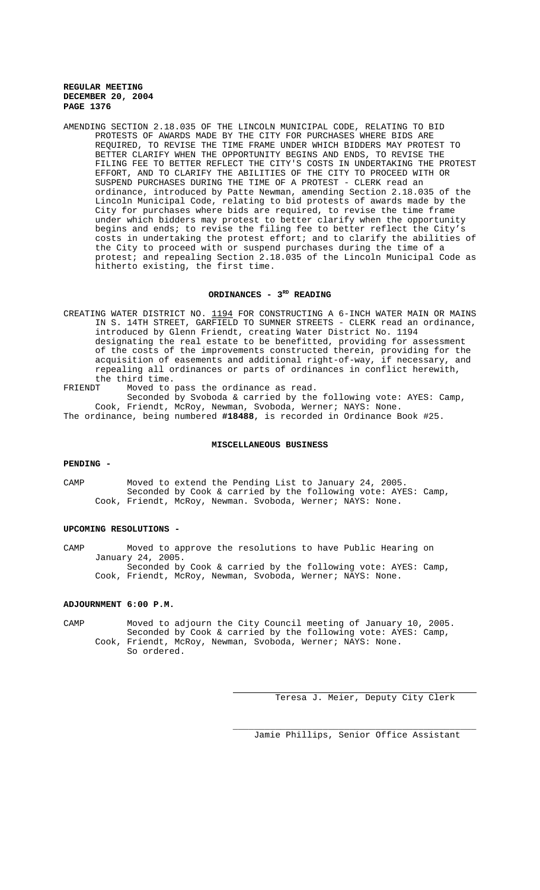AMENDING SECTION 2.18.035 OF THE LINCOLN MUNICIPAL CODE, RELATING TO BID PROTESTS OF AWARDS MADE BY THE CITY FOR PURCHASES WHERE BIDS ARE REQUIRED, TO REVISE THE TIME FRAME UNDER WHICH BIDDERS MAY PROTEST TO BETTER CLARIFY WHEN THE OPPORTUNITY BEGINS AND ENDS, TO REVISE THE FILING FEE TO BETTER REFLECT THE CITY'S COSTS IN UNDERTAKING THE PROTEST EFFORT, AND TO CLARIFY THE ABILITIES OF THE CITY TO PROCEED WITH OR SUSPEND PURCHASES DURING THE TIME OF A PROTEST - CLERK read an ordinance, introduced by Patte Newman, amending Section 2.18.035 of the Lincoln Municipal Code, relating to bid protests of awards made by the City for purchases where bids are required, to revise the time frame under which bidders may protest to better clarify when the opportunity begins and ends; to revise the filing fee to better reflect the City's costs in undertaking the protest effort; and to clarify the abilities of the City to proceed with or suspend purchases during the time of a protest; and repealing Section 2.18.035 of the Lincoln Municipal Code as hitherto existing, the first time.

## ORDINANCES - 3RD READING

CREATING WATER DISTRICT NO. 1194 FOR CONSTRUCTING A 6-INCH WATER MAIN OR MAINS IN S. 14TH STREET, GARFIELD TO SUMNER STREETS - CLERK read an ordinance, introduced by Glenn Friendt, creating Water District No. 1194 designating the real estate to be benefitted, providing for assessment of the costs of the improvements constructed therein, providing for the acquisition of easements and additional right-of-way, if necessary, and repealing all ordinances or parts of ordinances in conflict herewith, the third time.

FRIENDT Moved to pass the ordinance as read.
Seconded by Svoboda & carried by the following vote: AYES: Camp, Cook, Friendt, McRoy, Newman, Svoboda, Werner; NAYS: None.

The ordinance, being numbered **#18488**, is recorded in Ordinance Book #25.

## MISCELLANEOUS BUSINESS

**PENDING -**

CAMP Moved to extend the Pending List to January 24, 2005.
Seconded by Cook & carried by the following vote: AYES: Camp, Cook, Friendt, McRoy, Newman. Svoboda, Werner; NAYS: None.

**UPCOMING RESOLUTIONS -**

CAMP Moved to approve the resolutions to have Public Hearing on January 24, 2005.
Seconded by Cook & carried by the following vote: AYES: Camp, Cook, Friendt, McRoy, Newman, Svoboda, Werner; NAYS: None.

**ADJOURNMENT 6:00 P.M.**

CAMP Moved to adjourn the City Council meeting of January 10, 2005.
Seconded by Cook & carried by the following vote: AYES: Camp, Cook, Friendt, McRoy, Newman, Svoboda, Werner; NAYS: None.
So ordered.

Teresa J. Meier, Deputy City Clerk

Jamie Phillips, Senior Office Assistant